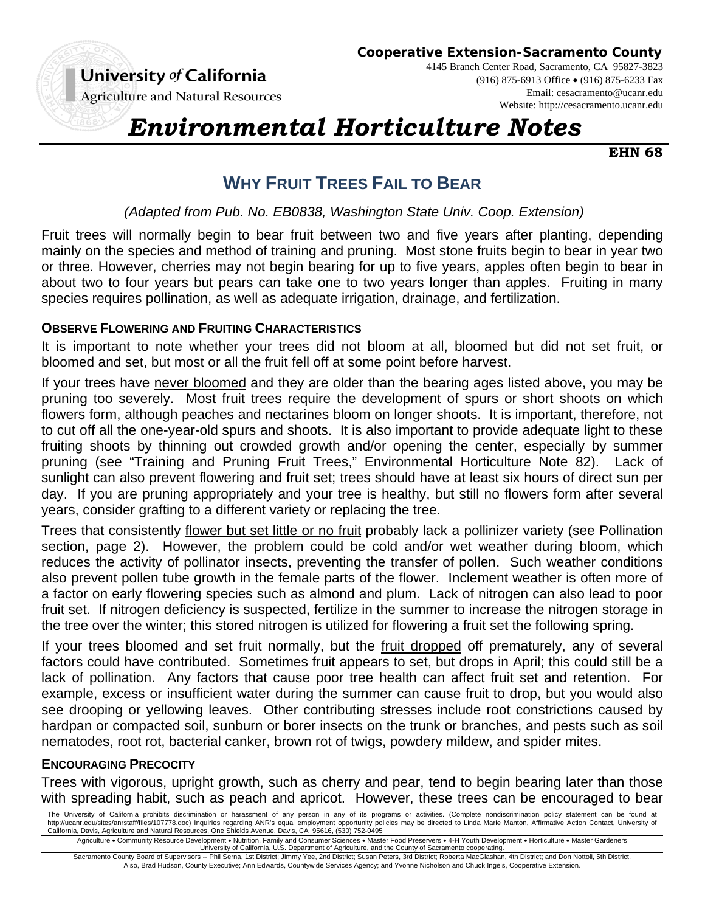**Cooperative Extension-Sacramento County**

4145 Branch Center Road, Sacramento, CA 95827-3823
(916) 875-6913 Office • (916) 875-6233 Fax
Email: cesacramento@ucanr.edu
Website: http://cesacramento.ucanr.edu

University *of* California
Agriculture and Natural Resources

# *Environmental Horticulture Notes*

**EHN 68**

## WHY FRUIT TREES FAIL TO BEAR

*(Adapted from Pub. No. EB0838, Washington State Univ. Coop. Extension)*

Fruit trees will normally begin to bear fruit between two and five years after planting, depending mainly on the species and method of training and pruning. Most stone fruits begin to bear in year two or three. However, cherries may not begin bearing for up to five years, apples often begin to bear in about two to four years but pears can take one to two years longer than apples. Fruiting in many species requires pollination, as well as adequate irrigation, drainage, and fertilization.

### OBSERVE FLOWERING AND FRUITING CHARACTERISTICS

It is important to note whether your trees did not bloom at all, bloomed but did not set fruit, or bloomed and set, but most or all the fruit fell off at some point before harvest.

If your trees have <u>never bloomed</u> and they are older than the bearing ages listed above, you may be pruning too severely. Most fruit trees require the development of spurs or short shoots on which flowers form, although peaches and nectarines bloom on longer shoots. It is important, therefore, not to cut off all the one-year-old spurs and shoots. It is also important to provide adequate light to these fruiting shoots by thinning out crowded growth and/or opening the center, especially by summer pruning (see "Training and Pruning Fruit Trees," Environmental Horticulture Note 82). Lack of sunlight can also prevent flowering and fruit set; trees should have at least six hours of direct sun per day. If you are pruning appropriately and your tree is healthy, but still no flowers form after several years, consider grafting to a different variety or replacing the tree.

Trees that consistently <u>flower but set little or no fruit</u> probably lack a pollinizer variety (see Pollination section, page 2). However, the problem could be cold and/or wet weather during bloom, which reduces the activity of pollinator insects, preventing the transfer of pollen. Such weather conditions also prevent pollen tube growth in the female parts of the flower. Inclement weather is often more of a factor on early flowering species such as almond and plum. Lack of nitrogen can also lead to poor fruit set. If nitrogen deficiency is suspected, fertilize in the summer to increase the nitrogen storage in the tree over the winter; this stored nitrogen is utilized for flowering a fruit set the following spring.

If your trees bloomed and set fruit normally, but the <u>fruit dropped</u> off prematurely, any of several factors could have contributed. Sometimes fruit appears to set, but drops in April; this could still be a lack of pollination. Any factors that cause poor tree health can affect fruit set and retention. For example, excess or insufficient water during the summer can cause fruit to drop, but you would also see drooping or yellowing leaves. Other contributing stresses include root constrictions caused by hardpan or compacted soil, sunburn or borer insects on the trunk or branches, and pests such as soil nematodes, root rot, bacterial canker, brown rot of twigs, powdery mildew, and spider mites.

### ENCOURAGING PRECOCITY

Trees with vigorous, upright growth, such as cherry and pear, tend to begin bearing later than those with spreading habit, such as peach and apricot. However, these trees can be encouraged to bear

The University of California prohibits discrimination or harassment of any person in any of its programs or activities. (Complete nondiscrimination policy statement can be found at http://ucanr.edu/sites/anrstaff/files/107778.doc) Inquiries regarding ANR's equal employment opportunity policies may be directed to Linda Marie Manton, Affirmative Action Contact, University of California, Davis, Agriculture and Natural Resources, One Shields Avenue, Davis, CA 95616, (530) 752-0495

Agriculture • Community Resource Development • Nutrition, Family and Consumer Sciences • Master Food Preservers • 4-H Youth Development • Horticulture • Master Gardeners
University of California, U.S. Department of Agriculture, and the County of Sacramento cooperating.

Sacramento County Board of Supervisors -- Phil Serna, 1st District; Jimmy Yee, 2nd District; Susan Peters, 3rd District; Roberta MacGlashan, 4th District; and Don Nottoli, 5th District.
Also, Brad Hudson, County Executive; Ann Edwards, Countywide Services Agency; and Yvonne Nicholson and Chuck Ingels, Cooperative Extension.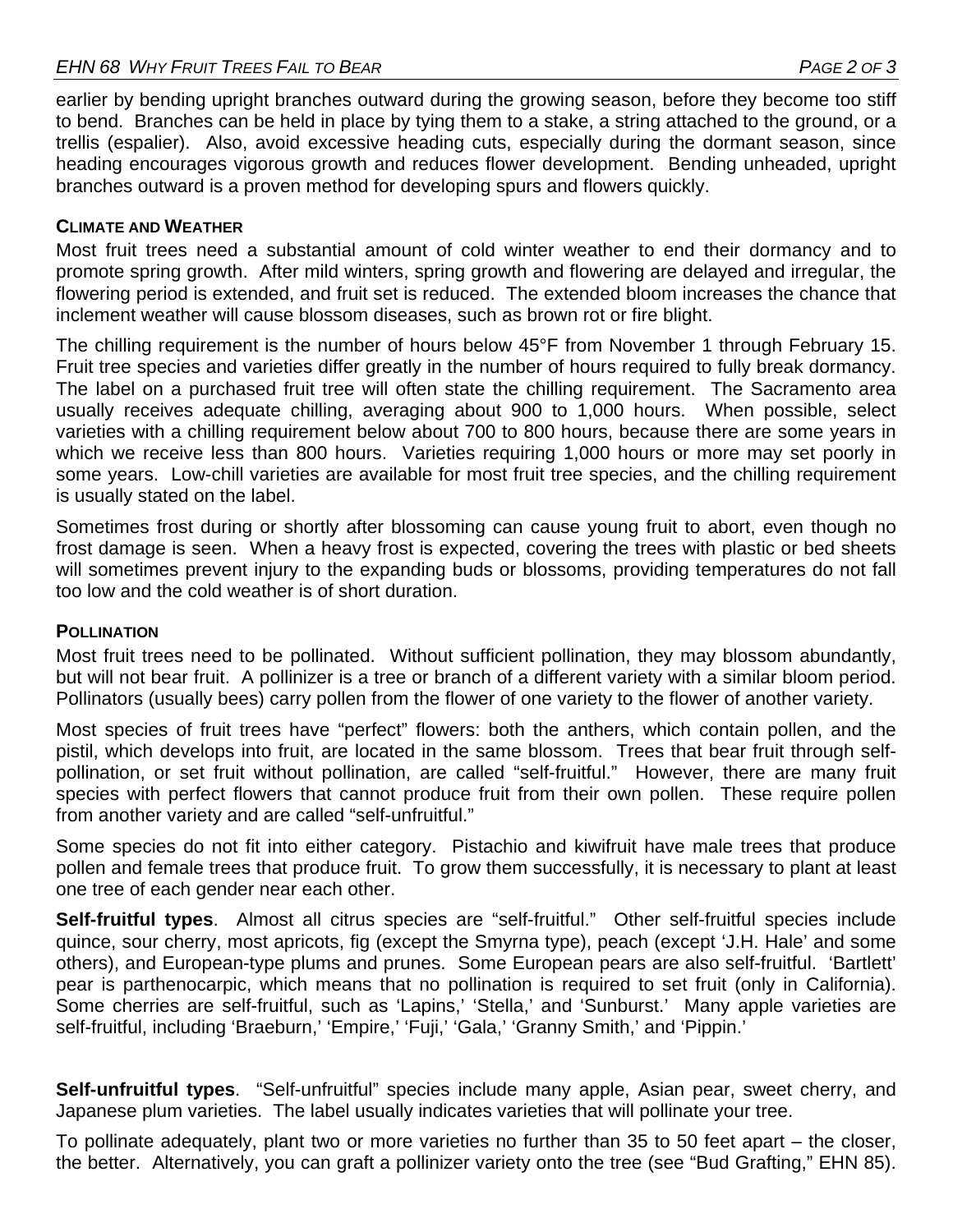earlier by bending upright branches outward during the growing season, before they become too stiff to bend. Branches can be held in place by tying them to a stake, a string attached to the ground, or a trellis (espalier). Also, avoid excessive heading cuts, especially during the dormant season, since heading encourages vigorous growth and reduces flower development. Bending unheaded, upright branches outward is a proven method for developing spurs and flowers quickly.

### CLIMATE AND WEATHER

Most fruit trees need a substantial amount of cold winter weather to end their dormancy and to promote spring growth. After mild winters, spring growth and flowering are delayed and irregular, the flowering period is extended, and fruit set is reduced. The extended bloom increases the chance that inclement weather will cause blossom diseases, such as brown rot or fire blight.

The chilling requirement is the number of hours below 45°F from November 1 through February 15. Fruit tree species and varieties differ greatly in the number of hours required to fully break dormancy. The label on a purchased fruit tree will often state the chilling requirement. The Sacramento area usually receives adequate chilling, averaging about 900 to 1,000 hours. When possible, select varieties with a chilling requirement below about 700 to 800 hours, because there are some years in which we receive less than 800 hours. Varieties requiring 1,000 hours or more may set poorly in some years. Low-chill varieties are available for most fruit tree species, and the chilling requirement is usually stated on the label.

Sometimes frost during or shortly after blossoming can cause young fruit to abort, even though no frost damage is seen. When a heavy frost is expected, covering the trees with plastic or bed sheets will sometimes prevent injury to the expanding buds or blossoms, providing temperatures do not fall too low and the cold weather is of short duration.

### POLLINATION

Most fruit trees need to be pollinated. Without sufficient pollination, they may blossom abundantly, but will not bear fruit. A pollinizer is a tree or branch of a different variety with a similar bloom period. Pollinators (usually bees) carry pollen from the flower of one variety to the flower of another variety.

Most species of fruit trees have "perfect" flowers: both the anthers, which contain pollen, and the pistil, which develops into fruit, are located in the same blossom. Trees that bear fruit through self-pollination, or set fruit without pollination, are called "self-fruitful." However, there are many fruit species with perfect flowers that cannot produce fruit from their own pollen. These require pollen from another variety and are called "self-unfruitful."

Some species do not fit into either category. Pistachio and kiwifruit have male trees that produce pollen and female trees that produce fruit. To grow them successfully, it is necessary to plant at least one tree of each gender near each other.

**Self-fruitful types**. Almost all citrus species are "self-fruitful." Other self-fruitful species include quince, sour cherry, most apricots, fig (except the Smyrna type), peach (except 'J.H. Hale' and some others), and European-type plums and prunes. Some European pears are also self-fruitful. 'Bartlett' pear is parthenocarpic, which means that no pollination is required to set fruit (only in California). Some cherries are self-fruitful, such as 'Lapins,' 'Stella,' and 'Sunburst.' Many apple varieties are self-fruitful, including 'Braeburn,' 'Empire,' 'Fuji,' 'Gala,' 'Granny Smith,' and 'Pippin.'

**Self-unfruitful types**. "Self-unfruitful" species include many apple, Asian pear, sweet cherry, and Japanese plum varieties. The label usually indicates varieties that will pollinate your tree.

To pollinate adequately, plant two or more varieties no further than 35 to 50 feet apart – the closer, the better. Alternatively, you can graft a pollinizer variety onto the tree (see "Bud Grafting," EHN 85).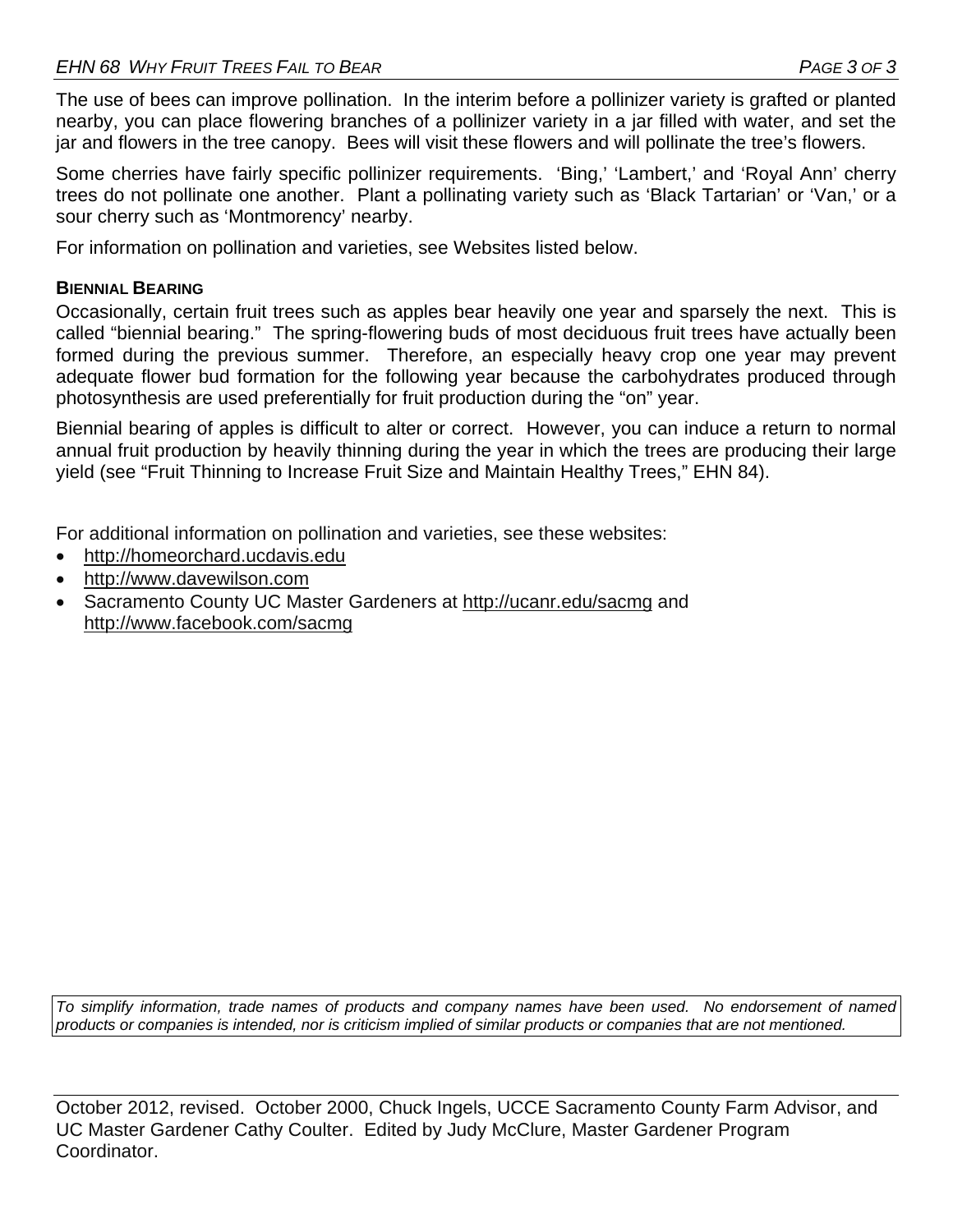The use of bees can improve pollination. In the interim before a pollinizer variety is grafted or planted nearby, you can place flowering branches of a pollinizer variety in a jar filled with water, and set the jar and flowers in the tree canopy. Bees will visit these flowers and will pollinate the tree's flowers.

Some cherries have fairly specific pollinizer requirements. 'Bing,' 'Lambert,' and 'Royal Ann' cherry trees do not pollinate one another. Plant a pollinating variety such as 'Black Tartarian' or 'Van,' or a sour cherry such as 'Montmorency' nearby.

For information on pollination and varieties, see Websites listed below.

## BIENNIAL BEARING

Occasionally, certain fruit trees such as apples bear heavily one year and sparsely the next. This is called "biennial bearing." The spring-flowering buds of most deciduous fruit trees have actually been formed during the previous summer. Therefore, an especially heavy crop one year may prevent adequate flower bud formation for the following year because the carbohydrates produced through photosynthesis are used preferentially for fruit production during the "on" year.

Biennial bearing of apples is difficult to alter or correct. However, you can induce a return to normal annual fruit production by heavily thinning during the year in which the trees are producing their large yield (see "Fruit Thinning to Increase Fruit Size and Maintain Healthy Trees," EHN 84).

For additional information on pollination and varieties, see these websites:

- http://homeorchard.ucdavis.edu
- http://www.davewilson.com
- Sacramento County UC Master Gardeners at http://ucanr.edu/sacmg and http://www.facebook.com/sacmg

*To simplify information, trade names of products and company names have been used. No endorsement of named products or companies is intended, nor is criticism implied of similar products or companies that are not mentioned.*

October 2012, revised. October 2000, Chuck Ingels, UCCE Sacramento County Farm Advisor, and UC Master Gardener Cathy Coulter. Edited by Judy McClure, Master Gardener Program Coordinator.